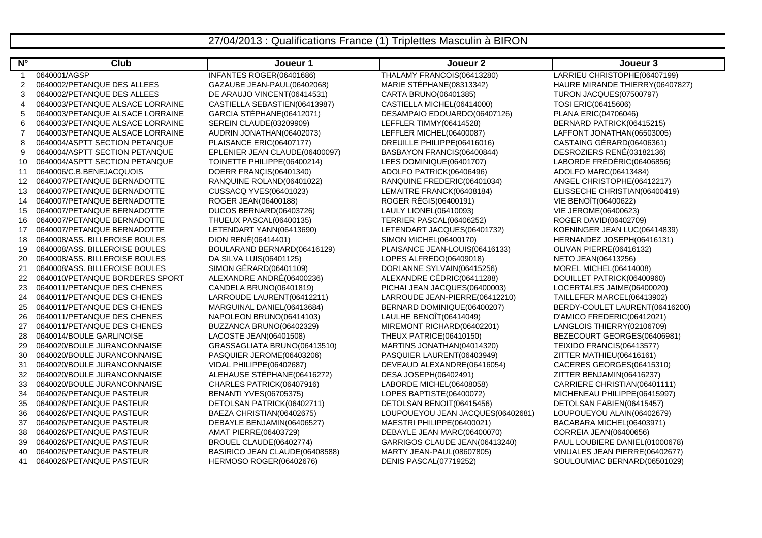# 27/04/2013 : Qualifications France (1) Triplettes Masculin à BIRON

| N° | Club | Joueur 1 | Joueur 2 | Joueur 3 |
|---|---|---|---|---|
| 1 | 0640001/AGSP | INFANTES ROGER(06401686) | THALAMY FRANCOIS(06413280) | LARRIEU CHRISTOPHE(06407199) |
| 2 | 0640002/PETANQUE DES ALLEES | GAZAUBE JEAN-PAUL(06402068) | MARIE STÉPHANE(08313342) | HAURE MIRANDE THIERRY(06407827) |
| 3 | 0640002/PETANQUE DES ALLEES | DE ARAUJO VINCENT(06414531) | CARTA BRUNO(06401385) | TURON JACQUES(07500797) |
| 4 | 0640003/PETANQUE ALSACE LORRAINE | CASTIELLA SEBASTIEN(06413987) | CASTIELLA MICHEL(06414000) | TOSI ERIC(06415606) |
| 5 | 0640003/PETANQUE ALSACE LORRAINE | GARCIA STÉPHANE(06412071) | DESAMPAIO EDOUARDO(06407126) | PLANA ERIC(04706046) |
| 6 | 0640003/PETANQUE ALSACE LORRAINE | SEREIN CLAUDE(03209909) | LEFFLER TIMMY(06414528) | BERNARD PATRICK(06415215) |
| 7 | 0640003/PETANQUE ALSACE LORRAINE | AUDRIN JONATHAN(06402073) | LEFFLER MICHEL(06400087) | LAFFONT JONATHAN(06503005) |
| 8 | 0640004/ASPTT SECTION PETANQUE | PLAISANCE ERIC(06407177) | DREUILLE PHILIPPE(06416016) | CASTAING GÉRARD(06406361) |
| 9 | 0640004/ASPTT SECTION PETANQUE | EPLENIER JEAN CLAUDE(06400097) | BASBAYON FRANCIS(06400844) | DESROZIERS RENÉ(03182136) |
| 10 | 0640004/ASPTT SECTION PETANQUE | TOINETTE PHILIPPE(06400214) | LEES DOMINIQUE(06401707) | LABORDE FRÉDÉRIC(06406856) |
| 11 | 0640006/C.B.BENEJACQUOIS | DOERR FRANÇIS(06401340) | ADOLFO PATRICK(06406496) | ADOLFO MARC(06413484) |
| 12 | 0640007/PETANQUE BERNADOTTE | RANQUINE ROLAND(06401022) | RANQUINE FREDERIC(06401034) | ANGEL CHRISTOPHE(06412217) |
| 13 | 0640007/PETANQUE BERNADOTTE | CUSSACQ YVES(06401023) | LEMAITRE FRANCK(06408184) | ELISSECHE CHRISTIAN(06400419) |
| 14 | 0640007/PETANQUE BERNADOTTE | ROGER JEAN(06400188) | ROGER RÉGIS(06400191) | VIE BENOÎT(06400622) |
| 15 | 0640007/PETANQUE BERNADOTTE | DUCOS BERNARD(06403726) | LAULY LIONEL(06410093) | VIE JEROME(06400623) |
| 16 | 0640007/PETANQUE BERNADOTTE | THUEUX PASCAL(06400135) | TERRIER PASCAL(06406252) | ROGER DAVID(06402709) |
| 17 | 0640007/PETANQUE BERNADOTTE | LETENDART YANN(06413690) | LETENDART JACQUES(06401732) | KOENINGER JEAN LUC(06414839) |
| 18 | 0640008/ASS. BILLEROISE BOULES | DION RENÉ(06414401) | SIMON MICHEL(06400170) | HERNANDEZ JOSEPH(06416131) |
| 19 | 0640008/ASS. BILLEROISE BOULES | BOULARAND BERNARD(06416129) | PLAISANCE JEAN-LOUIS(06416133) | OLIVAN PIERRE(06416132) |
| 20 | 0640008/ASS. BILLEROISE BOULES | DA SILVA LUIS(06401125) | LOPES ALFREDO(06409018) | NETO JEAN(06413256) |
| 21 | 0640008/ASS. BILLEROISE BOULES | SIMON GÉRARD(06401109) | DORLANNE SYLVAIN(06415256) | MOREL MICHEL(06414008) |
| 22 | 0640010/PETANQUE BORDERES SPORT | ALEXANDRE ANDRÉ(06400236) | ALEXANDRE CÉDRIC(06411288) | DOUILLET PATRICK(06400960) |
| 23 | 0640011/PETANQUE DES CHENES | CANDELA BRUNO(06401819) | PICHAI JEAN JACQUES(06400003) | LOCERTALES JAIME(06400020) |
| 24 | 0640011/PETANQUE DES CHENES | LARROUDE LAURENT(06412211) | LARROUDE JEAN-PIERRE(06412210) | TAILLEFER MARCEL(06413902) |
| 25 | 0640011/PETANQUE DES CHENES | MARGUINAL DANIEL(06413684) | BERNARD DOMINIQUE(06400207) | BERDY-COULET LAURENT(06416200) |
| 26 | 0640011/PETANQUE DES CHENES | NAPOLEON BRUNO(06414103) | LAULHE BENOÎT(06414049) | D'AMICO FREDERIC(06412021) |
| 27 | 0640011/PETANQUE DES CHENES | BUZZANCA BRUNO(06402329) | MIREMONT RICHARD(06402201) | LANGLOIS THIERRY(02106709) |
| 28 | 0640014/BOULE GARLINOISE | LACOSTE JEAN(06401508) | THEUX PATRICE(06410150) | BEZECOURT GEORGES(06406981) |
| 29 | 0640020/BOULE JURANCONNAISE | GRASSAGLIATA BRUNO(06413510) | MARTINS JONATHAN(04014320) | TEIXIDO FRANCIS(06413577) |
| 30 | 0640020/BOULE JURANCONNAISE | PASQUIER JEROME(06403206) | PASQUIER LAURENT(06403949) | ZITTER MATHIEU(06416161) |
| 31 | 0640020/BOULE JURANCONNAISE | VIDAL PHILIPPE(06402687) | DEVEAUD ALEXANDRE(06416054) | CACERES GEORGES(06415310) |
| 32 | 0640020/BOULE JURANCONNAISE | ALEHAUSE STÉPHANE(06416272) | DESA JOSEPH(06402491) | ZITTER BENJAMIN(06416237) |
| 33 | 0640020/BOULE JURANCONNAISE | CHARLES PATRICK(06407916) | LABORDE MICHEL(06408058) | CARRIERE CHRISTIAN(06401111) |
| 34 | 0640026/PETANQUE PASTEUR | BENANTI YVES(06705375) | LOPES BAPTISTE(06400072) | MICHENEAU PHILIPPE(06415997) |
| 35 | 0640026/PETANQUE PASTEUR | DETOLSAN PATRICK(06402711) | DETOLSAN BENOIT(06415456) | DETOLSAN FABIEN(06415457) |
| 36 | 0640026/PETANQUE PASTEUR | BAEZA CHRISTIAN(06402675) | LOUPOUEYOU JEAN JACQUES(06402681) | LOUPOUEYOU ALAIN(06402679) |
| 37 | 0640026/PETANQUE PASTEUR | DEBAYLE BENJAMIN(06406527) | MAESTRI PHILIPPE(06400021) | BACABARA MICHEL(06403971) |
| 38 | 0640026/PETANQUE PASTEUR | AMAT PIERRE(06403729) | DEBAYLE JEAN MARC(06400070) | CORREIA JEAN(06400656) |
| 39 | 0640026/PETANQUE PASTEUR | BROUEL CLAUDE(06402774) | GARRIGOS CLAUDE JEAN(06413240) | PAUL LOUBIERE DANIEL(01000678) |
| 40 | 0640026/PETANQUE PASTEUR | BASIRICO JEAN CLAUDE(06408588) | MARTY JEAN-PAUL(08607805) | VINUALES JEAN PIERRE(06402677) |
| 41 | 0640026/PETANQUE PASTEUR | HERMOSO ROGER(06402676) | DENIS PASCAL(07719252) | SOULOUMIAC BERNARD(06501029) |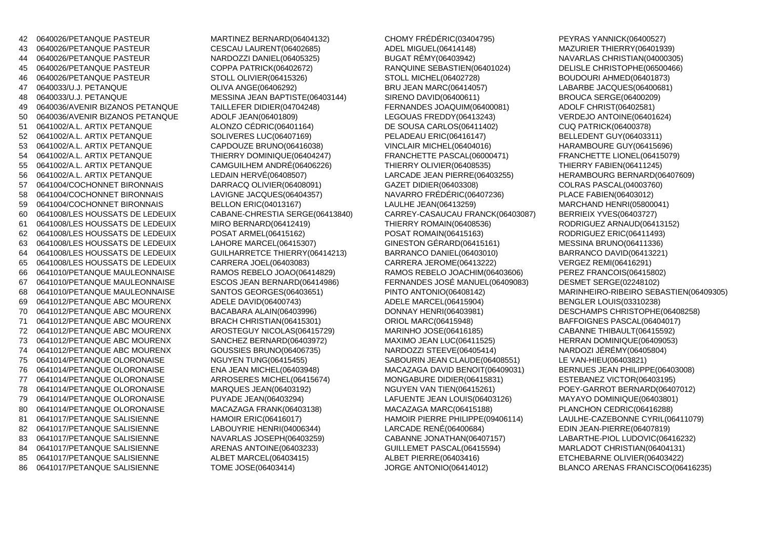| | | | | |
|---|---|---|---|---|
| 42 | 0640026/PETANQUE PASTEUR | MARTINEZ BERNARD(06404132) | CHOMY FRÉDÉRIC(03404795) | PEYRAS YANNICK(06400527) |
| 43 | 0640026/PETANQUE PASTEUR | CESCAU LAURENT(06402685) | ADEL MIGUEL(06414148) | MAZURIER THIERRY(06401939) |
| 44 | 0640026/PETANQUE PASTEUR | NARDOZZI DANIEL(06405325) | BUGAT RÉMY(06403942) | NAVARLAS CHRISTIAN(04000305) |
| 45 | 0640026/PETANQUE PASTEUR | COPPA PATRICK(06402672) | RANQUINE SEBASTIEN(06401024) | DELISLE CHRISTOPHE(06500466) |
| 46 | 0640026/PETANQUE PASTEUR | STOLL OLIVIER(06415326) | STOLL MICHEL(06402728) | BOUDOURI AHMED(06401873) |
| 47 | 0640033/U.J. PETANQUE | OLIVA ANGE(06406292) | BRU JEAN MARC(06414057) | LABARBE JACQUES(06400681) |
| 48 | 0640033/U.J. PETANQUE | MESSINA JEAN BAPTISTE(06403144) | SIRENO DAVID(06400611) | BROUCA SERGE(06400209) |
| 49 | 0640036/AVENIR BIZANOS PETANQUE | TAILLEFER DIDIER(04704248) | FERNANDES JOAQUIM(06400081) | ADOLF CHRIST(06402581) |
| 50 | 0640036/AVENIR BIZANOS PETANQUE | ADOLF JEAN(06401809) | LEGOUAS FREDDY(06413243) | VERDEJO ANTOINE(06401624) |
| 51 | 0641002/A.L. ARTIX PETANQUE | ALONZO CÉDRIC(06401164) | DE SOUSA CARLOS(06411402) | CUQ PATRICK(06400378) |
| 52 | 0641002/A.L. ARTIX PETANQUE | SOLIVERES LUC(06407169) | PELADEAU ERIC(06416147) | BELLEDENT GUY(06403311) |
| 53 | 0641002/A.L. ARTIX PETANQUE | CAPDOUZE BRUNO(06416038) | VINCLAIR MICHEL(06404016) | HARAMBOURE GUY(06415696) |
| 54 | 0641002/A.L. ARTIX PETANQUE | THIERRY DOMINIQUE(06404247) | FRANCHETTE PASCAL(06000471) | FRANCHETTE LIONEL(06415079) |
| 55 | 0641002/A.L. ARTIX PETANQUE | CAMGUILHEM ANDRÉ(06406226) | THIERRY OLIVIER(06408535) | THIERRY FABIEN(06411245) |
| 56 | 0641002/A.L. ARTIX PETANQUE | LEDAIN HERVÉ(06408507) | LARCADE JEAN PIERRE(06403255) | HERAMBOURG BERNARD(06407609) |
| 57 | 0641004/COCHONNET BIRONNAIS | DARRACQ OLIVIER(06408091) | GAZET DIDIER(06403308) | COLRAS PASCAL(04003760) |
| 58 | 0641004/COCHONNET BIRONNAIS | LAVIGNE JACQUES(06404357) | NAVARRO FRÉDÉRIC(06407236) | PLACE FABIEN(06403012) |
| 59 | 0641004/COCHONNET BIRONNAIS | BELLON ERIC(04013167) | LAULHE JEAN(06413259) | MARCHAND HENRI(05800041) |
| 60 | 0641008/LES HOUSSATS DE LEDEUIX | CABANE-CHRESTIA SERGE(06413840) | CARREY-CASAUCAU FRANCK(06403087) | BERRIEIX YVES(06403727) |
| 61 | 0641008/LES HOUSSATS DE LEDEUIX | MIRO BERNARD(06412419) | THIERRY ROMAIN(06408536) | RODRIGUEZ ARNAUD(06413152) |
| 62 | 0641008/LES HOUSSATS DE LEDEUIX | POSAT ARMEL(06415162) | POSAT ROMAIN(06415163) | RODRIGUEZ ERIC(06411493) |
| 63 | 0641008/LES HOUSSATS DE LEDEUIX | LAHORE MARCEL(06415307) | GINESTON GÉRARD(06415161) | MESSINA BRUNO(06411336) |
| 64 | 0641008/LES HOUSSATS DE LEDEUIX | GUILHARRETCE THIERRY(06414213) | BARRANCO DANIEL(06403010) | BARRANCO DAVID(06413221) |
| 65 | 0641008/LES HOUSSATS DE LEDEUIX | CARRERA JOEL(06403083) | CARRERA JEROME(06413222) | VERGEZ REMI(06416291) |
| 66 | 0641010/PETANQUE MAULEONNAISE | RAMOS REBELO JOAO(06414829) | RAMOS REBELO JOACHIM(06403606) | PEREZ FRANCOIS(06415802) |
| 67 | 0641010/PETANQUE MAULEONNAISE | ESCOS JEAN BERNARD(06414986) | FERNANDES JOSÉ MANUEL(06409083) | DESMET SERGE(02248102) |
| 68 | 0641010/PETANQUE MAULEONNAISE | SANTOS GEORGES(06403651) | PINTO ANTONIO(06408142) | MARINHEIRO-RIBEIRO SEBASTIEN(06409305) |
| 69 | 0641012/PETANQUE ABC MOURENX | ADELE DAVID(06400743) | ADELE MARCEL(06415904) | BENGLER LOUIS(03310238) |
| 70 | 0641012/PETANQUE ABC MOURENX | BACABARA ALAIN(06403996) | DONNAY HENRI(06403981) | DESCHAMPS CHRISTOPHE(06408258) |
| 71 | 0641012/PETANQUE ABC MOURENX | BRACH CHRISTIAN(06415301) | ORIOL MARC(06415948) | BAFFOIGNES PASCAL(06404017) |
| 72 | 0641012/PETANQUE ABC MOURENX | AROSTEGUY NICOLAS(06415729) | MARINHO JOSE(06416185) | CABANNE THIBAULT(06415592) |
| 73 | 0641012/PETANQUE ABC MOURENX | SANCHEZ BERNARD(06403972) | MAXIMO JEAN LUC(06411525) | HERRAN DOMINIQUE(06409053) |
| 74 | 0641012/PETANQUE ABC MOURENX | GOUSSIES BRUNO(06406735) | NARDOZZI STEEVE(06405414) | NARDOZI JÉRÉMY(06405804) |
| 75 | 0641014/PETANQUE OLORONAISE | NGUYEN TUNG(06415455) | SABOURIN JEAN CLAUDE(06408551) | LE VAN-HIEU(06403821) |
| 76 | 0641014/PETANQUE OLORONAISE | ENA JEAN MICHEL(06403948) | MACAZAGA DAVID BENOIT(06409031) | BERNUES JEAN PHILIPPE(06403008) |
| 77 | 0641014/PETANQUE OLORONAISE | ARROSERES MICHEL(06415674) | MONGABURE DIDIER(06415831) | ESTEBANEZ VICTOR(06403195) |
| 78 | 0641014/PETANQUE OLORONAISE | MARQUES JEAN(06403192) | NGUYEN VAN TIEN(06415261) | POEY-GARROT BERNARD(06407012) |
| 79 | 0641014/PETANQUE OLORONAISE | PUYADE JEAN(06403294) | LAFUENTE JEAN LOUIS(06403126) | MAYAYO DOMINIQUE(06403801) |
| 80 | 0641014/PETANQUE OLORONAISE | MACAZAGA FRANK(06403138) | MACAZAGA MARC(06415188) | PLANCHON CEDRIC(06416288) |
| 81 | 0641017/PETANQUE SALISIENNE | HAMOIR ERIC(06416017) | HAMOIR PIERRE PHILIPPE(09406114) | LAULHE-CAZEBONNE CYRIL(06411079) |
| 82 | 0641017/PETANQUE SALISIENNE | LABOUYRIE HENRI(04006344) | LARCADE RENÉ(06400684) | EDIN JEAN-PIERRE(06407819) |
| 83 | 0641017/PETANQUE SALISIENNE | NAVARLAS JOSEPH(06403259) | CABANNE JONATHAN(06407157) | LABARTHE-PIOL LUDOVIC(06416232) |
| 84 | 0641017/PETANQUE SALISIENNE | ARENAS ANTOINE(06403233) | GUILLEMET PASCAL(06415594) | MARLADOT CHRISTIAN(06404131) |
| 85 | 0641017/PETANQUE SALISIENNE | ALBET MARCEL(06403415) | ALBET PIERRE(06403416) | ETCHEBARNE OLIVIER(06403422) |
| 86 | 0641017/PETANQUE SALISIENNE | TOME JOSE(06403414) | JORGE ANTONIO(06414012) | BLANCO ARENAS FRANCISCO(06416235) |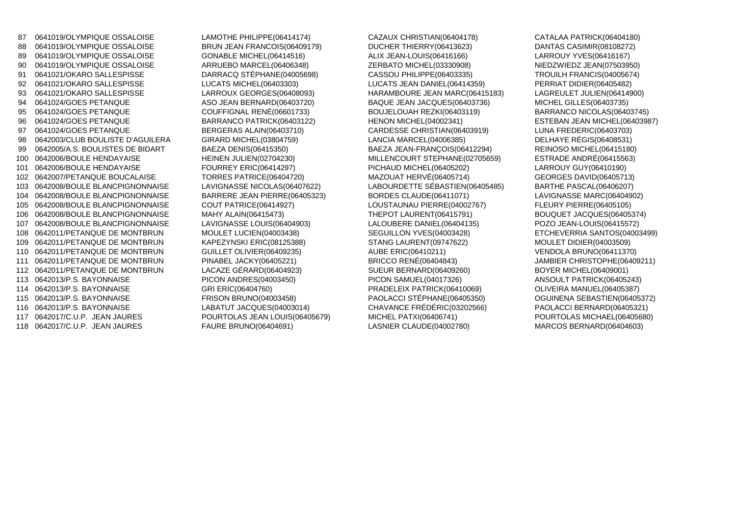| | | | | |
|---|---|---|---|---|
| 87 | 0641019/OLYMPIQUE OSSALOISE | LAMOTHE PHILIPPE(06414174) | CAZAUX CHRISTIAN(06404178) | CATALAA PATRICK(06404180) |
| 88 | 0641019/OLYMPIQUE OSSALOISE | BRUN JEAN FRANCOIS(06409179) | DUCHER THIERRY(06413623) | DANTAS CASIMIR(08108272) |
| 89 | 0641019/OLYMPIQUE OSSALOISE | GONABLE MICHEL(06414516) | ALIX JEAN-LOUIS(06416166) | LARROUY YVES(06416167) |
| 90 | 0641019/OLYMPIQUE OSSALOISE | ARRUEBO MARCEL(06406348) | ZERBATO MICHEL(03330908) | NIEDZWIEDZ JEAN(07503950) |
| 91 | 0641021/OKARO SALLESPISSE | DARRACQ STÉPHANE(04005698) | CASSOU PHILIPPE(06403335) | TROUILH FRANCIS(04005674) |
| 92 | 0641021/OKARO SALLESPISSE | LUCATS MICHEL(06403303) | LUCATS JEAN DANIEL(06414359) | PERRIAT DIDIER(06405482) |
| 93 | 0641021/OKARO SALLESPISSE | LARROUX GEORGES(06408093) | HARAMBOURE JEAN MARC(06415183) | LAGREULET JULIEN(06414900) |
| 94 | 0641024/GOES PETANQUE | ASO JEAN BERNARD(06403720) | BAQUE JEAN JACQUES(06403736) | MICHEL GILLES(06403735) |
| 95 | 0641024/GOES PETANQUE | COUFFIGNAL RENÉ(06601733) | BOUJELOUAH REZKI(06403119) | BARRANCO NICOLAS(06403745) |
| 96 | 0641024/GOES PETANQUE | BARRANCO PATRICK(06403122) | HENON MICHEL(04002341) | ESTEBAN JEAN MICHEL(06403987) |
| 97 | 0641024/GOES PETANQUE | BERGERAS ALAIN(06403710) | CARDESSE CHRISTIAN(06403919) | LUNA FREDERIC(06403703) |
| 98 | 0642003/CLUB BOULISTE D'AGUILERA | GIRARD MICHEL(03804759) | LANCIA MARCEL(04006385) | DELHAYE RÉGIS(06408531) |
| 99 | 0642005/A.S. BOULISTES DE BIDART | BAEZA DENIS(06415350) | BAEZA JEAN-FRANÇOIS(06412294) | REINOSO MICHEL(06415180) |
| 100 | 0642006/BOULE HENDAYAISE | HEINEN JULIEN(02704230) | MILLENCOURT STEPHANE(02705659) | ESTRADE ANDRÉ(06415563) |
| 101 | 0642006/BOULE HENDAYAISE | FOURREY ERIC(06414297) | PICHAUD MICHEL(06405202) | LARROUY GUY(06410190) |
| 102 | 0642007/PETANQUE BOUCALAISE | TORRES PATRICE(06404720) | MAZOUAT HERVÉ(06405714) | GEORGES DAVID(06405713) |
| 103 | 0642008/BOULE BLANCPIGNONNAISE | LAVIGNASSE NICOLAS(06407622) | LABOURDETTE SÉBASTIEN(06405485) | BARTHE PASCAL(06406207) |
| 104 | 0642008/BOULE BLANCPIGNONNAISE | BARRERE JEAN PIERRE(06405323) | BORDES CLAUDE(06411071) | LAVIGNASSE MARC(06404902) |
| 105 | 0642008/BOULE BLANCPIGNONNAISE | COUT PATRICE(06414927) | LOUSTAUNAU PIERRE(04002767) | FLEURY PIERRE(06405105) |
| 106 | 0642008/BOULE BLANCPIGNONNAISE | MAHY ALAIN(06415473) | THEPOT LAURENT(06415791) | BOUQUET JACQUES(06405374) |
| 107 | 0642008/BOULE BLANCPIGNONNAISE | LAVIGNASSE LOUIS(06404903) | LALOUBERE DANIEL(06404135) | POZO JEAN-LOUIS(06415572) |
| 108 | 0642011/PETANQUE DE MONTBRUN | MOULET LUCIEN(04003438) | SEGUILLON YVES(04003428) | ETCHEVERRIA SANTOS(04003499) |
| 109 | 0642011/PETANQUE DE MONTBRUN | KAPEZYNSKI ERIC(08125388) | STANG LAURENT(09747622) | MOULET DIDIER(04003509) |
| 110 | 0642011/PETANQUE DE MONTBRUN | GUILLET OLIVIER(06409235) | AUBE ERIC(06410211) | VENDOLA BRUNO(06411370) |
| 111 | 0642011/PETANQUE DE MONTBRUN | PINABEL JACKY(06405221) | BRICCO RENÉ(06404843) | JAMBIER CHRISTOPHE(06409211) |
| 112 | 0642011/PETANQUE DE MONTBRUN | LACAZE GÉRARD(06404923) | SUEUR BERNARD(06409260) | BOYER MICHEL(06409001) |
| 113 | 0642013/P.S. BAYONNAISE | PICON ANDRES(04003450) | PICON SAMUEL(04017326) | ANSOULT PATRICK(06405243) |
| 114 | 0642013/P.S. BAYONNAISE | GRI ERIC(06404760) | PRADELEIX PATRICK(06410069) | OLIVEIRA MANUEL(06405387) |
| 115 | 0642013/P.S. BAYONNAISE | FRISON BRUNO(04003458) | PAOLACCI STÉPHANE(06405350) | OGUINENA SEBASTIEN(06405372) |
| 116 | 0642013/P.S. BAYONNAISE | LABATUT JACQUES(04003014) | CHAVANCE FRÉDÉRIC(03202566) | PAOLACCI BERNARD(06405321) |
| 117 | 0642017/C.U.P. JEAN JAURES | POURTOLAS JEAN LOUIS(06405679) | MICHEL PATXI(06406741) | POURTOLAS MICHAEL(06405680) |
| 118 | 0642017/C.U.P. JEAN JAURES | FAURE BRUNO(06404691) | LASNIER CLAUDE(04002780) | MARCOS BERNARD(06404603) |